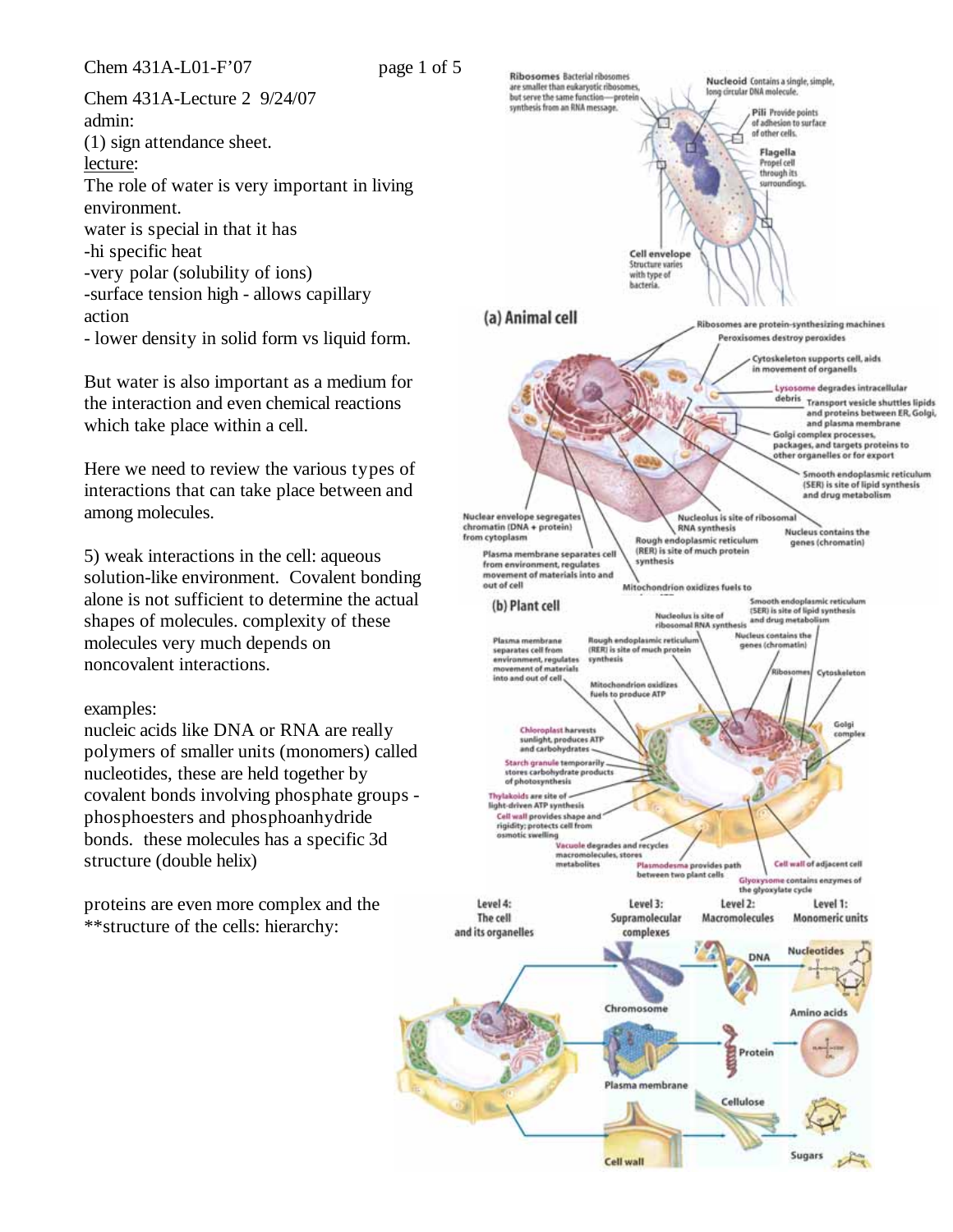Chem 431A-Lecture 2 9/24/07

admin:

(1) sign attendance sheet.

lecture:

The role of water is very important in living environment.

water is special in that it has

-hi specific heat

-very polar (solubility of ions)

-surface tension high - allows capillary action

- lower density in solid form vs liquid form.

But water is also important as a medium for the interaction and even chemical reactions which take place within a cell.

Here we need to review the various types of interactions that can take place between and among molecules.

5) weak interactions in the cell: aqueous solution-like environment. Covalent bonding alone is not sufficient to determine the actual shapes of molecules. complexity of these molecules very much depends on noncovalent interactions.

examples:

nucleic acids like DNA or RNA are really polymers of smaller units (monomers) called nucleotides, these are held together by covalent bonds involving phosphate groups - phosphoesters and phosphoanhydride bonds. these molecules has a specific 3d structure (double helix)

proteins are even more complex and the

**structure of the cells: hierarchy: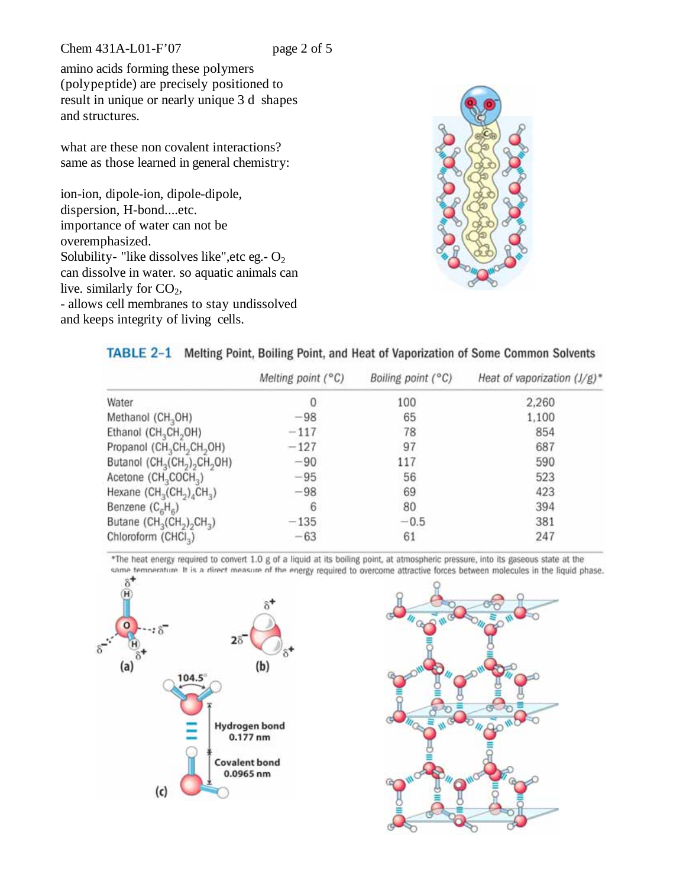amino acids forming these polymers (polypeptide) are precisely positioned to result in unique or nearly unique 3 d shapes and structures.

what are these non covalent interactions? same as those learned in general chemistry:

ion-ion, dipole-ion, dipole-dipole, dispersion, H-bond....etc.
importance of water can not be overemphasized.
Solubility- "like dissolves like",etc eg.- $O_2$ can dissolve in water. so aquatic animals can live. similarly for $CO_2$,
- allows cell membranes to stay undissolved and keeps integrity of living cells.

**TABLE 2–1 Melting Point, Boiling Point, and Heat of Vaporization of Some Common Solvents**

| | Melting point (°C) | Boiling point (°C) | Heat of vaporization (J/g)* |
|---|---|---|---|
| Water | 0 | 100 | 2,260 |
| Methanol ($CH_3OH$) | −98 | 65 | 1,100 |
| Ethanol ($CH_3CH_2OH$) | −117 | 78 | 854 |
| Propanol ($CH_3CH_2CH_2OH$) | −127 | 97 | 687 |
| Butanol ($CH_3(CH_2)_2CH_2OH$) | −90 | 117 | 590 |
| Acetone ($CH_3COCH_3$) | −95 | 56 | 523 |
| Hexane ($CH_3(CH_2)_4CH_3$) | −98 | 69 | 423 |
| Benzene ($C_6H_6$) | 6 | 80 | 394 |
| Butane ($CH_3(CH_2)_2CH_3$) | −135 | −0.5 | 381 |
| Chloroform ($CHCl_3$) | −63 | 61 | 247 |

*The heat energy required to convert 1.0 g of a liquid at its boiling point, at atmospheric pressure, into its gaseous state at the same temperature. It is a direct measure of the energy required to overcome attractive forces between molecules in the liquid phase.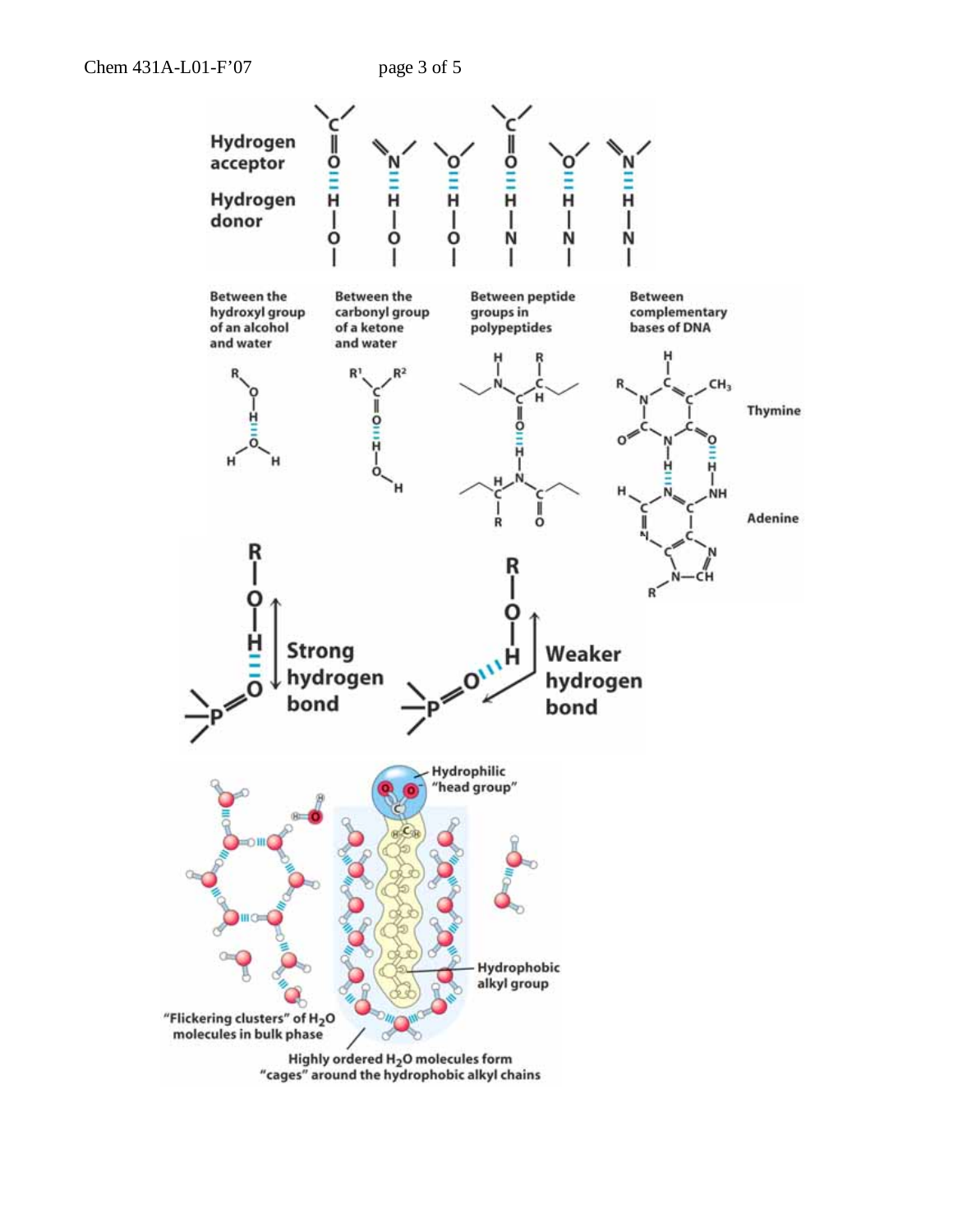Hydrogen acceptor

Hydrogen donor

Between the hydroxyl group of an alcohol and water

Between the carbonyl group of a ketone and water

Between peptide groups in polypeptides

Between complementary bases of DNA

Thymine

Adenine

Strong hydrogen bond

Weaker hydrogen bond

Hydrophilic "head group"

Hydrophobic alkyl group

"Flickering clusters" of $H_2O$ molecules in bulk phase

Highly ordered $H_2O$ molecules form "cages" around the hydrophobic alkyl chains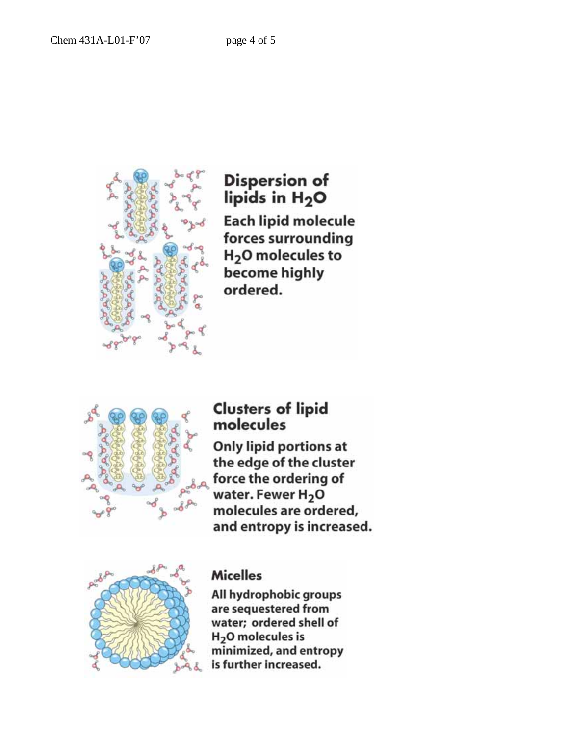**Dispersion of lipids in $H_2O$**

**Each lipid molecule forces surrounding $H_2O$ molecules to become highly ordered.**

**Clusters of lipid molecules**

**Only lipid portions at the edge of the cluster force the ordering of water. Fewer $H_2O$ molecules are ordered, and entropy is increased.**

**Micelles**

**All hydrophobic groups are sequestered from water; ordered shell of $H_2O$ molecules is minimized, and entropy is further increased.**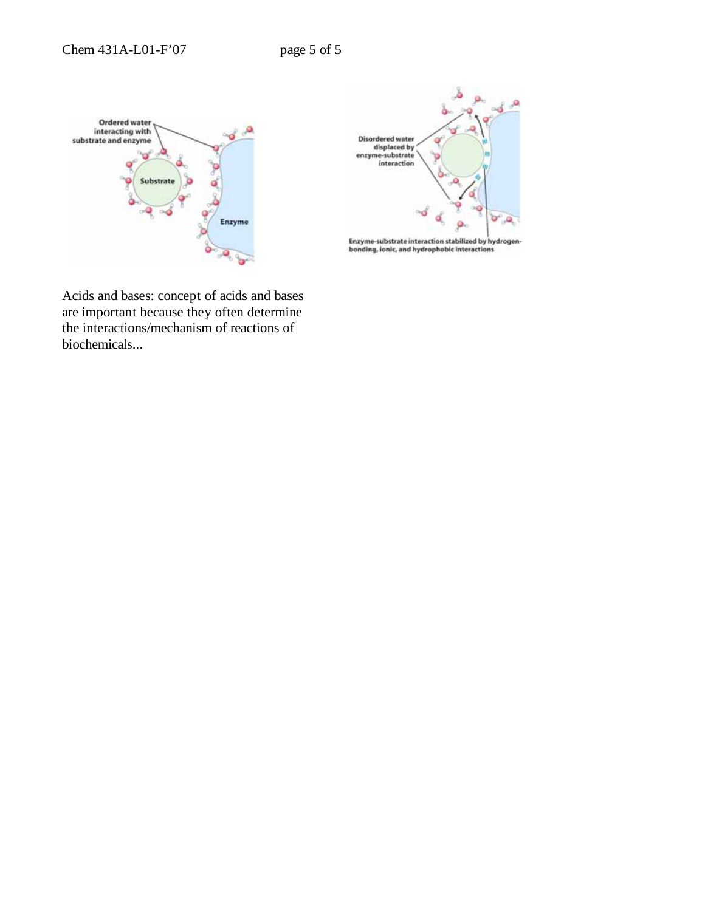Ordered water interacting with substrate and enzyme

Substrate

Enzyme

Disordered water displaced by enzyme-substrate interaction

Enzyme-substrate interaction stabilized by hydrogen-bonding, ionic, and hydrophobic interactions

Acids and bases: concept of acids and bases are important because they often determine the interactions/mechanism of reactions of biochemicals...